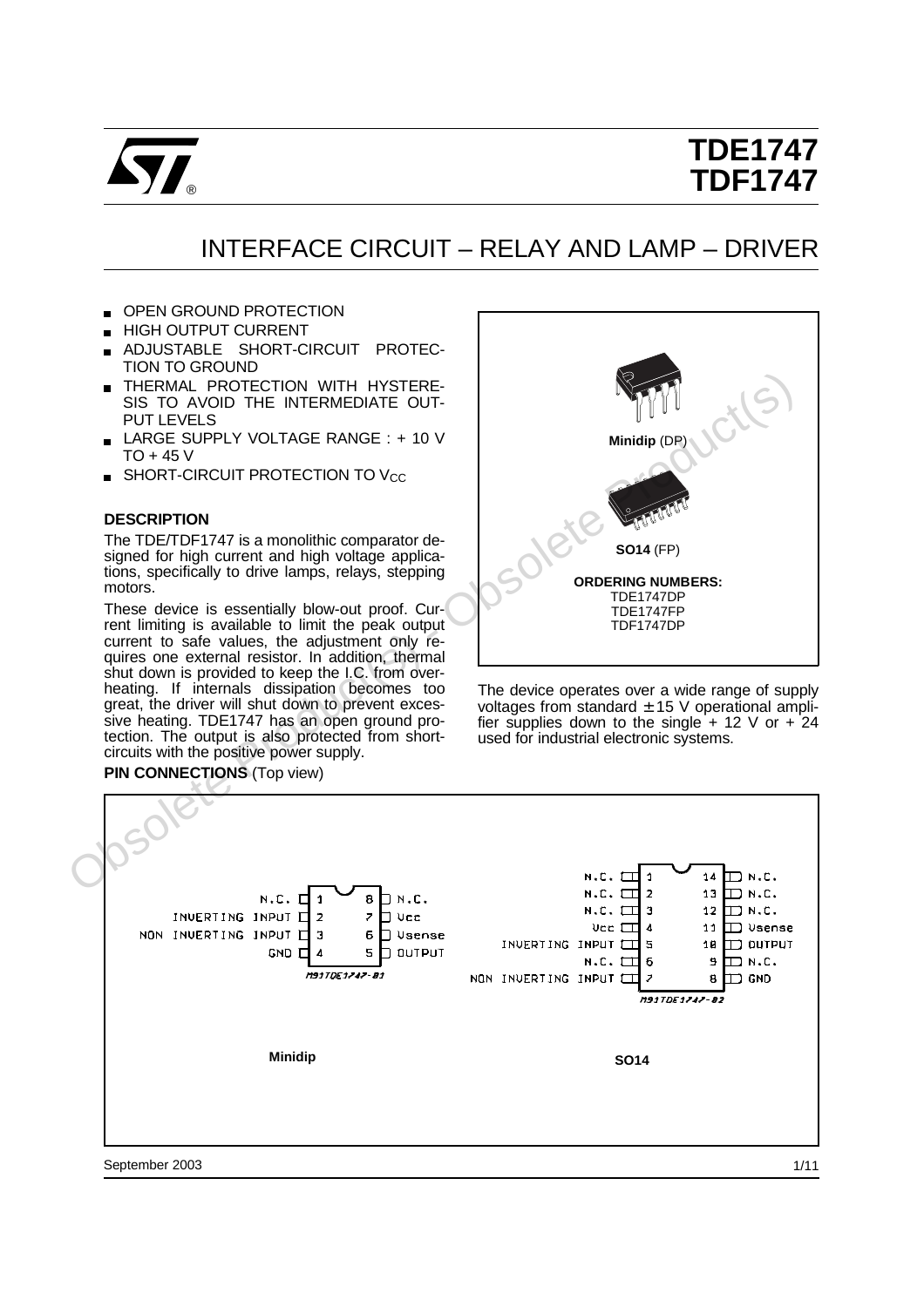# TDE1747
# TDF1747

## INTERFACE CIRCUIT – RELAY AND LAMP – DRIVER

- OPEN GROUND PROTECTION
- HIGH OUTPUT CURRENT
- ADJUSTABLE SHORT-CIRCUIT PROTECTION TO GROUND
- THERMAL PROTECTION WITH HYSTERESIS TO AVOID THE INTERMEDIATE OUTPUT LEVELS
- LARGE SUPPLY VOLTAGE RANGE : + 10 V TO + 45 V
- SHORT-CIRCUIT PROTECTION TO $V_{CC}$

**Minidip** (DP)

**SO14** (FP)

**ORDERING NUMBERS:**
TDE1747DP
TDE1747FP
TDF1747DP

### DESCRIPTION

The TDE/TDF1747 is a monolithic comparator designed for high current and high voltage applications, specifically to drive lamps, relays, stepping motors.

These device is essentially blow-out proof. Current limiting is available to limit the peak output current to safe values, the adjustment only requires one external resistor. In addition, thermal shut down is provided to keep the I.C. from overheating. If internals dissipation becomes too great, the driver will shut down to prevent excessive heating. TDE1747 has an open ground protection. The output is also protected from short-circuits with the positive power supply.

The device operates over a wide range of supply voltages from standard ± 15 V operational amplifier supplies down to the single + 12 V or + 24 used for industrial electronic systems.

### PIN CONNECTIONS (Top view)

**Minidip**

| Pin | Function | Pin | Function |
|---|---|---|---|
| 1 | N.C. | 8 | N.C. |
| 2 | INVERTING INPUT | 7 | Vcc |
| 3 | NON INVERTING INPUT | 6 | Vsense |
| 4 | GND | 5 | OUTPUT |

M91TDE1747-01

**SO14**

| Pin | Function | Pin | Function |
|---|---|---|---|
| 1 | N.C. | 14 | N.C. |
| 2 | N.C. | 13 | N.C. |
| 3 | N.C. | 12 | N.C. |
| 4 | Vcc | 11 | Vsense |
| 5 | INVERTING INPUT | 10 | OUTPUT |
| 6 | N.C. | 9 | N.C. |
| 7 | NON INVERTING INPUT | 8 | GND |

M91TDE1747-02

September 2003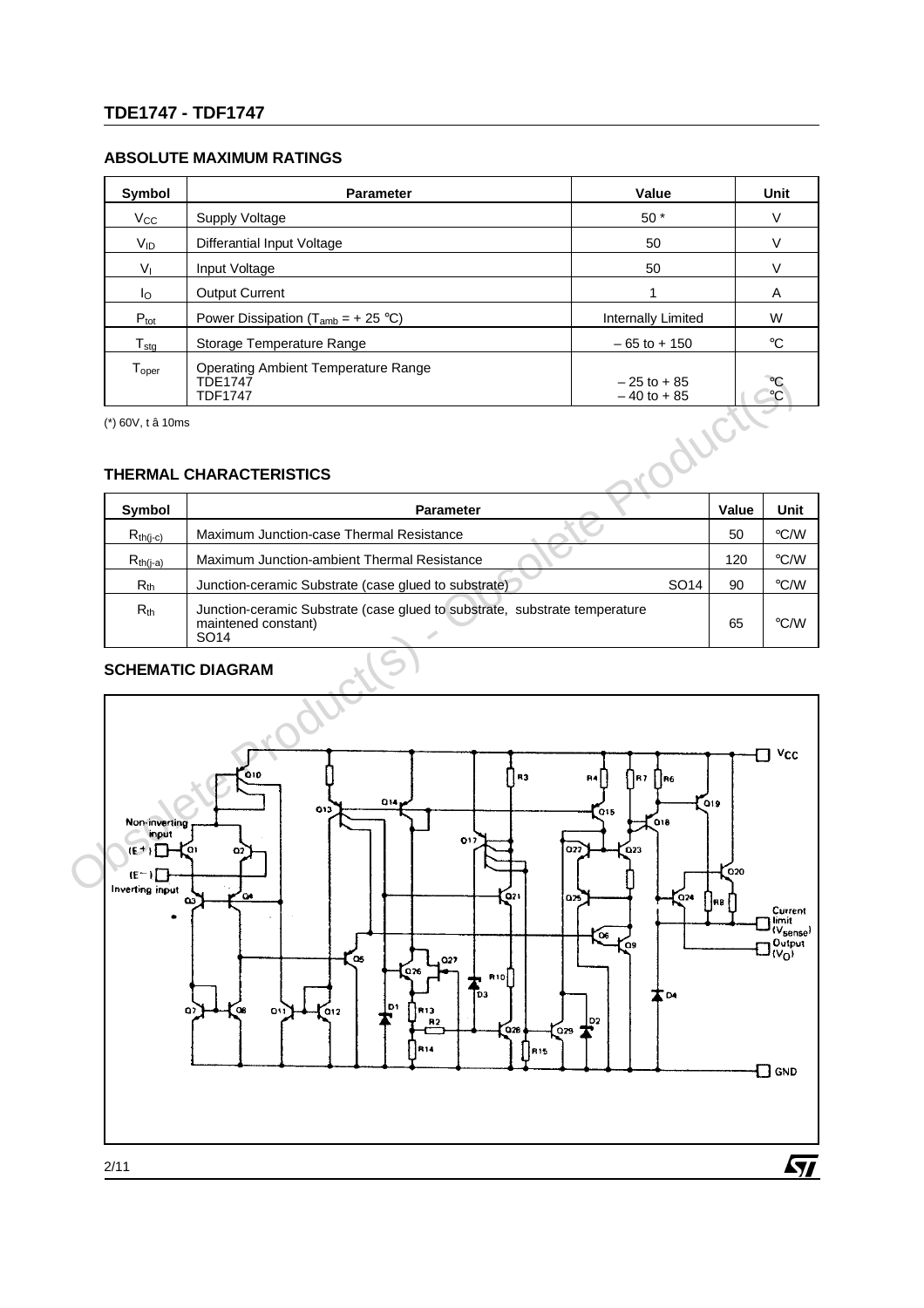## ABSOLUTE MAXIMUM RATINGS

| Symbol | Parameter | Value | Unit |
|---|---|---|---|
| $V_{CC}$ | Supply Voltage | 50 * | V |
| $V_{ID}$ | Differantial Input Voltage | 50 | V |
| $V_I$ | Input Voltage | 50 | V |
| $I_O$ | Output Current | 1 | A |
| $P_{tot}$ | Power Dissipation ($T_{amb}$ = + 25 °C) | Internally Limited | W |
| $T_{stg}$ | Storage Temperature Range | – 65 to + 150 | °C |
| $T_{oper}$ | Operating Ambient Temperature Range<br>TDE1747<br>TDF1747 | <br>– 25 to + 85<br>– 40 to + 85 | <br>°C<br>°C |

(*) 60V, t â 10ms

## THERMAL CHARACTERISTICS

| Symbol | Parameter | Value | Unit |
|---|---|---|---|
| $R_{th(j-c)}$ | Maximum Junction-case Thermal Resistance | 50 | °C/W |
| $R_{th(j-a)}$ | Maximum Junction-ambient Thermal Resistance | 120 | °C/W |
| $R_{th}$ | Junction-ceramic Substrate (case glued to substrate) SO14 | 90 | °C/W |
| $R_{th}$ | Junction-ceramic Substrate (case glued to substrate, substrate temperature maintened constant) SO14 | 65 | °C/W |

## SCHEMATIC DIAGRAM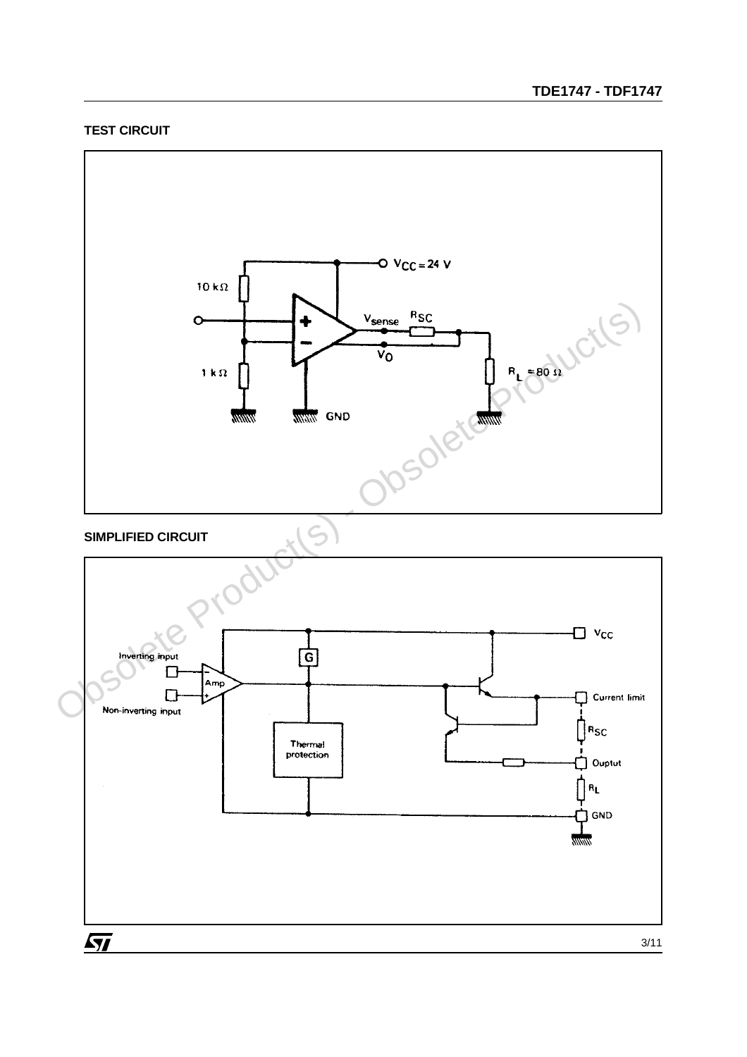**TEST CIRCUIT**

**SIMPLIFIED CIRCUIT**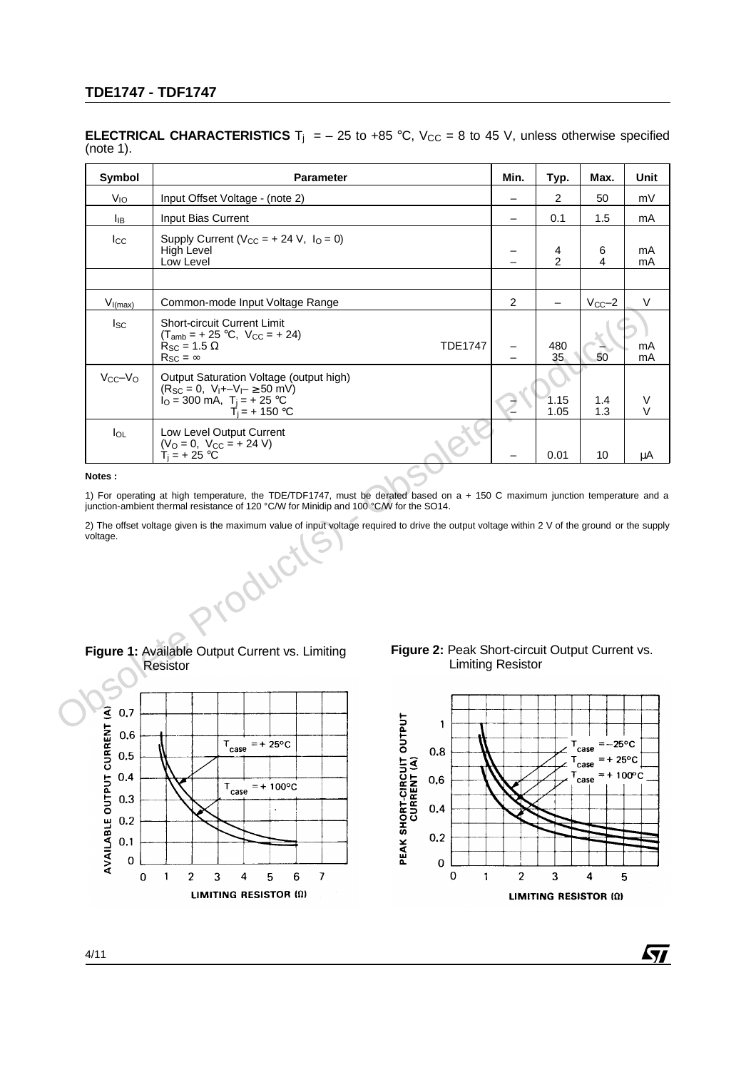**ELECTRICAL CHARACTERISTICS** $T_j$ = – 25 to +85 °C, $V_{CC}$ = 8 to 45 V, unless otherwise specified (note 1).

| Symbol | Parameter | Min. | Typ. | Max. | Unit |
|---|---|---|---|---|---|
| $V_{IO}$ | Input Offset Voltage - (note 2) | – | 2 | 50 | mV |
| $I_{IB}$ | Input Bias Current | – | 0.1 | 1.5 | mA |
| $I_{CC}$ | Supply Current ($V_{CC}$ = + 24 V, $I_O$ = 0)<br>High Level<br>Low Level | –<br>– | 4<br>2 | 6<br>4 | mA<br>mA |
| | | | | | |
| $V_{I(max)}$ | Common-mode Input Voltage Range | 2 | – | $V_{CC}$–2 | V |
| $I_{SC}$ | Short-circuit Current Limit<br>($T_{amb}$ = + 25 °C, $V_{CC}$ = + 24)<br>$R_{SC}$ = 1.5 Ω TDE1747<br>$R_{SC}$ = ∞ | –<br>– | 480<br>35 | –<br>50 | mA<br>mA |
| $V_{CC}$–$V_O$ | Output Saturation Voltage (output high)<br>($R_{SC}$ = 0, $V_I$+–$V_I$– ≥ 50 mV)<br>$I_O$ = 300 mA, $T_j$ = + 25 °C<br>$T_j$ = + 150 °C | –<br>– | 1.15<br>1.05 | 1.4<br>1.3 | V<br>V |
| $I_{OL}$ | Low Level Output Current<br>($V_O$ = 0, $V_{CC}$ = + 24 V)<br>$T_j$ = + 25 °C | – | 0.01 | 10 | µA |

**Notes :**

1) For operating at high temperature, the TDE/TDF1747, must be derated based on a + 150 C maximum junction temperature and a junction-ambient thermal resistance of 120 °C/W for Minidip and 100 °C/W for the SO14.

2) The offset voltage given is the maximum value of input voltage required to drive the output voltage within 2 V of the ground or the supply voltage.

**Figure 1:** Available Output Current vs. Limiting Resistor

**Figure 2:** Peak Short-circuit Output Current vs. Limiting Resistor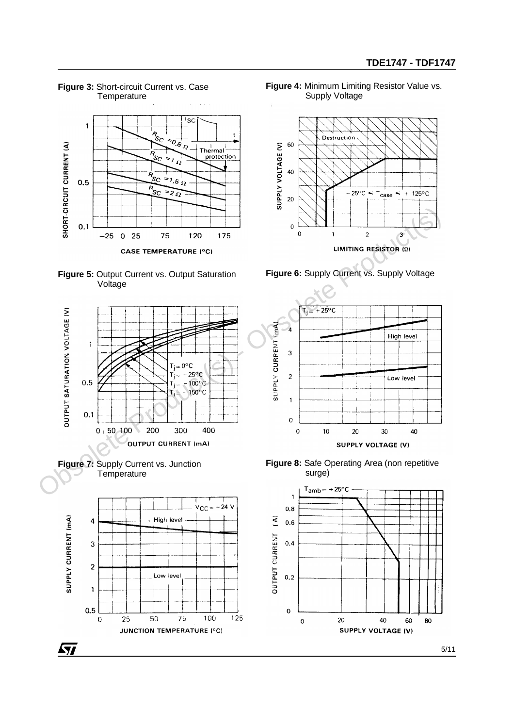**Figure 3:** Short-circuit Current vs. Case Temperature

**Figure 4:** Minimum Limiting Resistor Value vs. Supply Voltage

**Figure 5:** Output Current vs. Output Saturation Voltage

**Figure 6:** Supply Current vs. Supply Voltage

**Figure 7:** Supply Current vs. Junction Temperature

**Figure 8:** Safe Operating Area (non repetitive surge)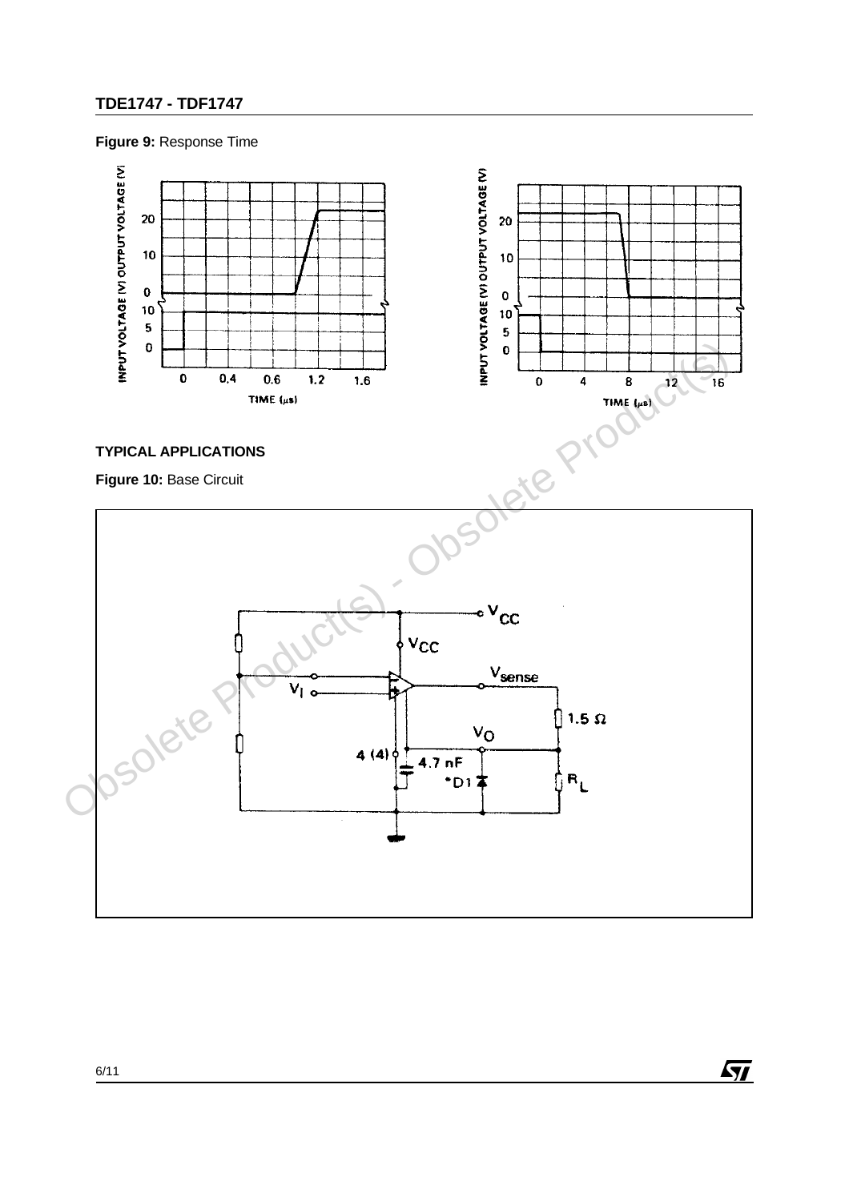**Figure 9:** Response Time

## TYPICAL APPLICATIONS

**Figure 10:** Base Circuit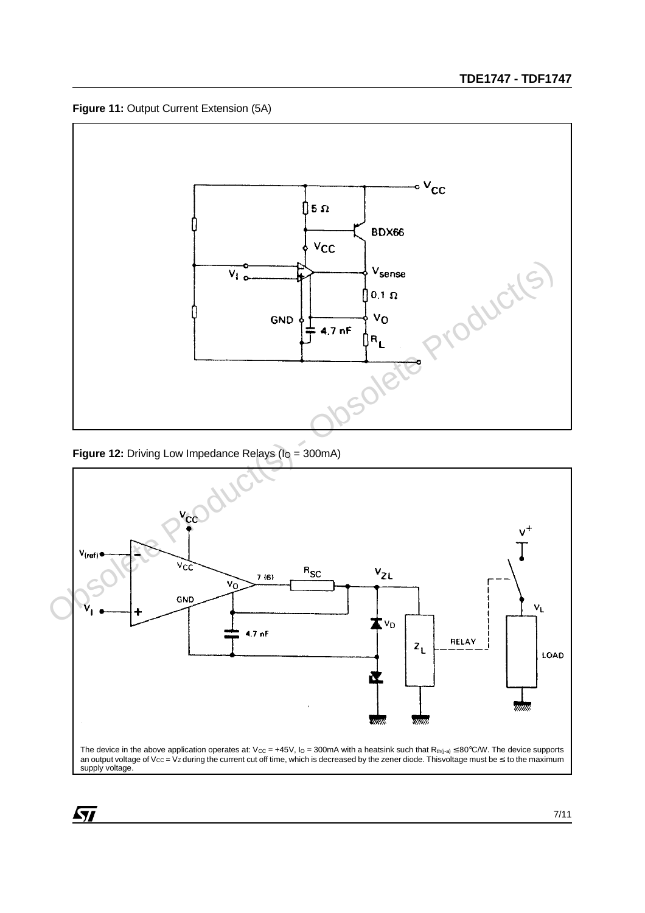**Figure 11:** Output Current Extension (5A)

**Figure 12:** Driving Low Impedance Relays ($I_O$ = 300mA)

The device in the above application operates at: $V_{CC}$ = +45V, $I_O$ = 300mA with a heatsink such that $R_{th(j-a)} \leq 80°C/W$. The device supports an output voltage of $V_{CC} = V_Z$ during the current cut off time, which is decreased by the zener diode. Thisvoltage must be ≤ to the maximum supply voltage.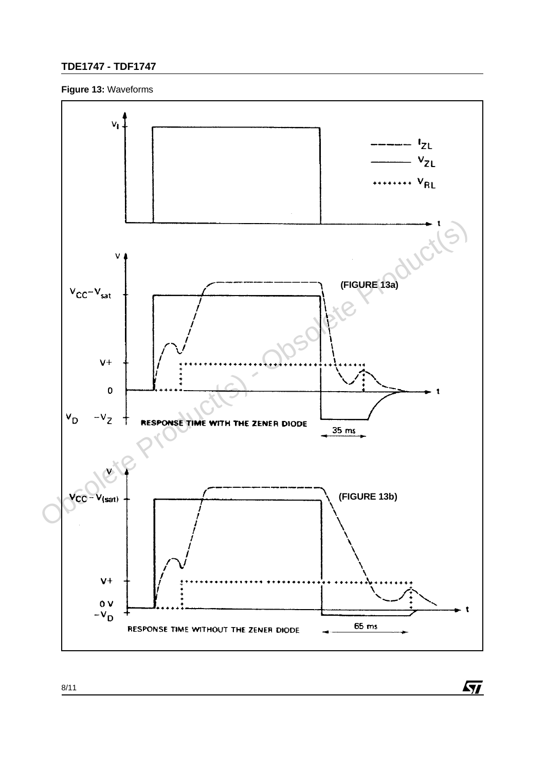**Figure 13:** Waveforms

(FIGURE 13a)

RESPONSE TIME WITH THE ZENER DIODE

(FIGURE 13b)

RESPONSE TIME WITHOUT THE ZENER DIODE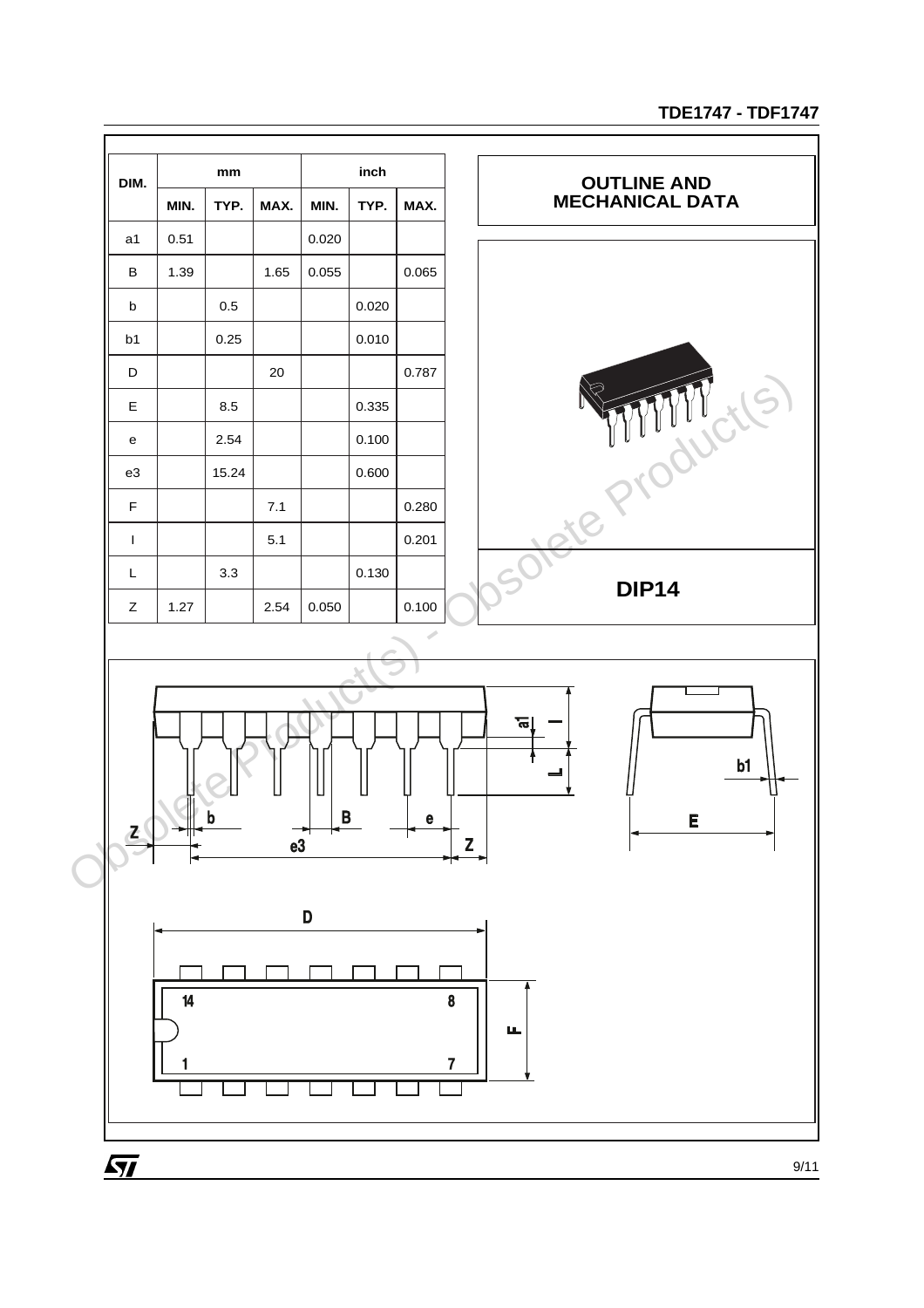## OUTLINE AND MECHANICAL DATA

| DIM. | mm | | | inch | | |
|---|---|---|---|---|---|---|
| | MIN. | TYP. | MAX. | MIN. | TYP. | MAX. |
| a1 | 0.51 | | | 0.020 | | |
| B | 1.39 | | 1.65 | 0.055 | | 0.065 |
| b | | 0.5 | | | 0.020 | |
| b1 | | 0.25 | | | 0.010 | |
| D | | | 20 | | | 0.787 |
| E | | 8.5 | | | 0.335 | |
| e | | 2.54 | | | 0.100 | |
| e3 | | 15.24 | | | 0.600 | |
| F | | | 7.1 | | | 0.280 |
| I | | | 5.1 | | | 0.201 |
| L | | 3.3 | | | 0.130 | |
| Z | 1.27 | | 2.54 | 0.050 | | 0.100 |

**DIP14**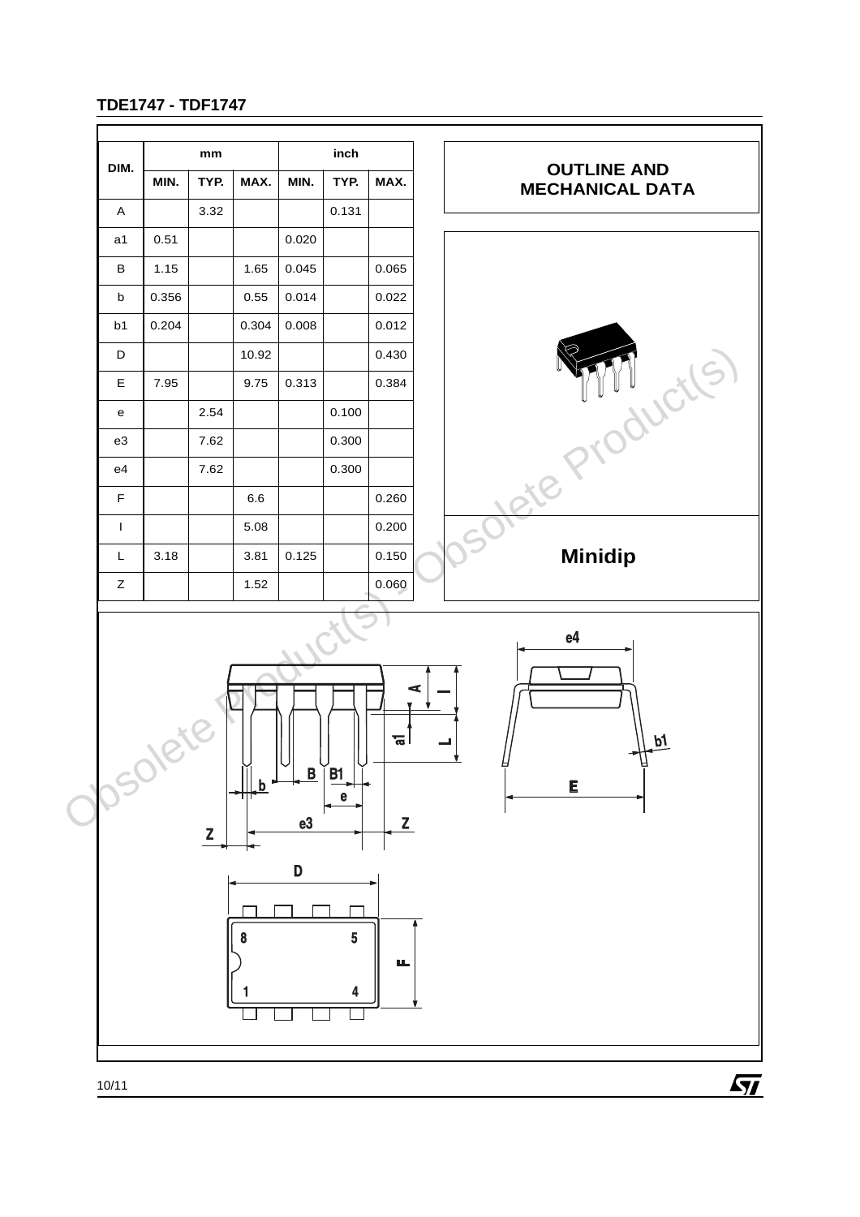## OUTLINE AND MECHANICAL DATA

| DIM. | mm | | | inch | | |
|---|---|---|---|---|---|---|
| | MIN. | TYP. | MAX. | MIN. | TYP. | MAX. |
| A | | 3.32 | | | 0.131 | |
| a1 | 0.51 | | | 0.020 | | |
| B | 1.15 | | 1.65 | 0.045 | | 0.065 |
| b | 0.356 | | 0.55 | 0.014 | | 0.022 |
| b1 | 0.204 | | 0.304 | 0.008 | | 0.012 |
| D | | | 10.92 | | | 0.430 |
| E | 7.95 | | 9.75 | 0.313 | | 0.384 |
| e | | 2.54 | | | 0.100 | |
| e3 | | 7.62 | | | 0.300 | |
| e4 | | 7.62 | | | 0.300 | |
| F | | | 6.6 | | | 0.260 |
| I | | | 5.08 | | | 0.200 |
| L | 3.18 | | 3.81 | 0.125 | | 0.150 |
| Z | | | 1.52 | | | 0.060 |

**Minidip**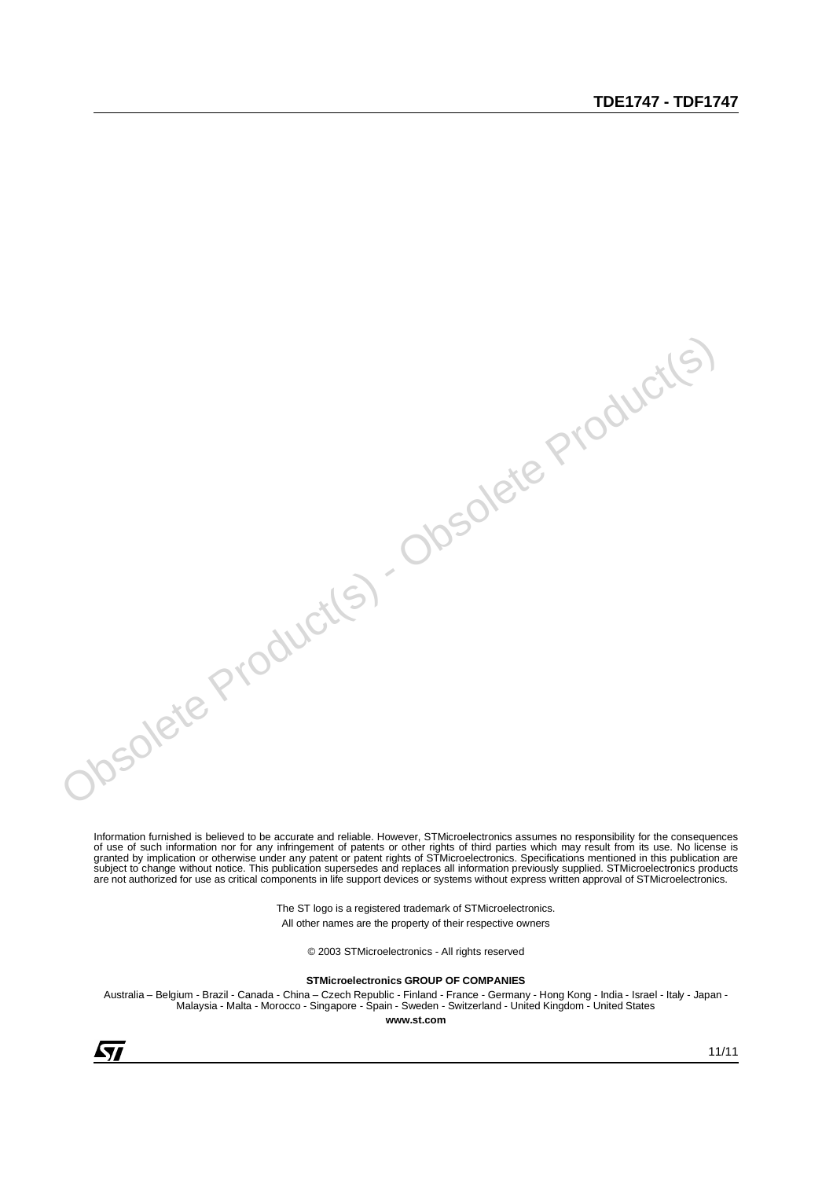Obsolete Product(s) - Obsolete Product(s)

Information furnished is believed to be accurate and reliable. However, STMicroelectronics assumes no responsibility for the consequences of use of such information nor for any infringement of patents or other rights of third parties which may result from its use. No license is granted by implication or otherwise under any patent or patent rights of STMicroelectronics. Specifications mentioned in this publication are subject to change without notice. This publication supersedes and replaces all information previously supplied. STMicroelectronics products are not authorized for use as critical components in life support devices or systems without express written approval of STMicroelectronics.

The ST logo is a registered trademark of STMicroelectronics.

All other names are the property of their respective owners

© 2003 STMicroelectronics - All rights reserved

**STMicroelectronics GROUP OF COMPANIES**

Australia – Belgium - Brazil - Canada - China – Czech Republic - Finland - France - Germany - Hong Kong - India - Israel - Italy - Japan - Malaysia - Malta - Morocco - Singapore - Spain - Sweden - Switzerland - United Kingdom - United States

**www.st.com**